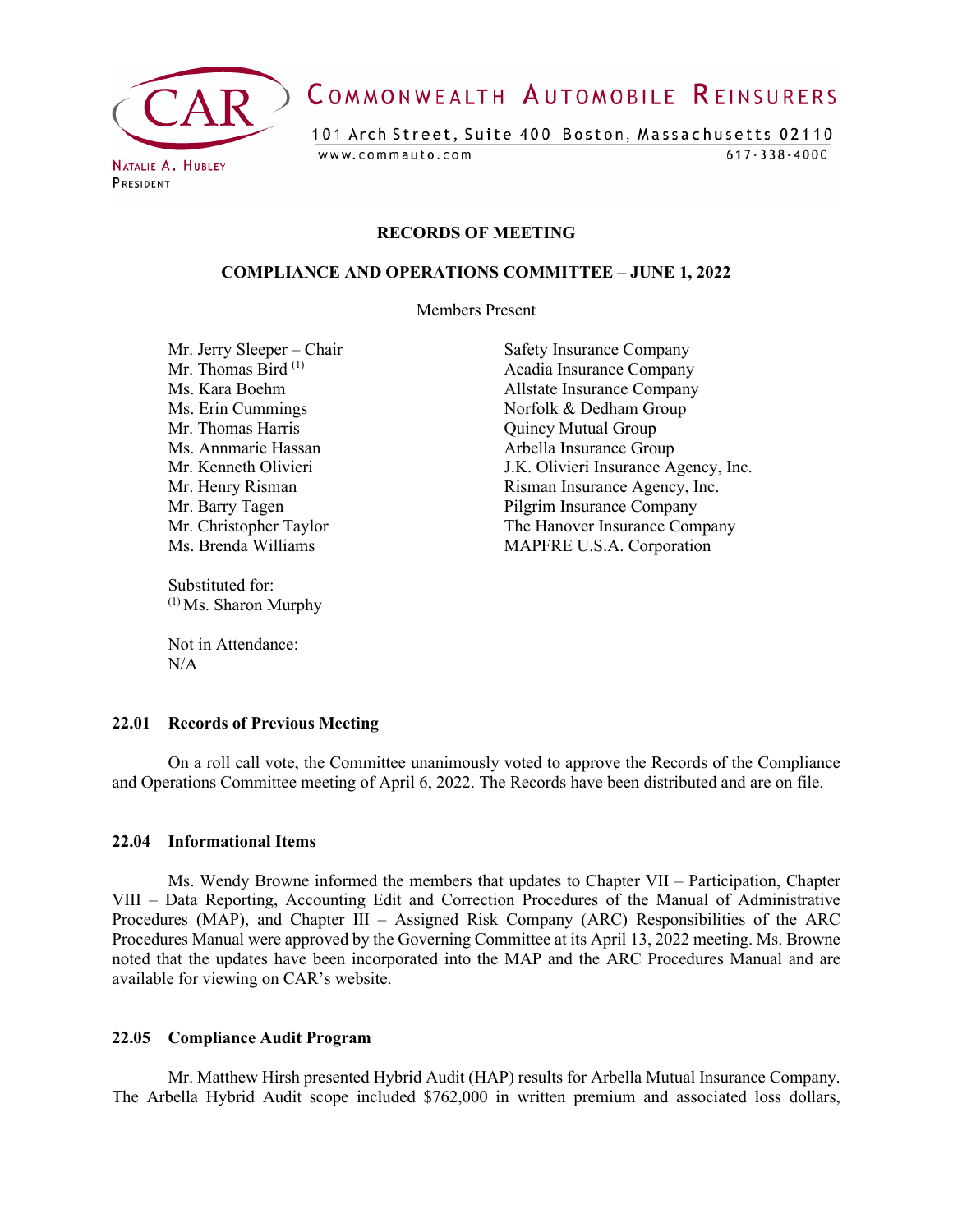COMMONWEALTH AUTOMOBILE REINSURERS

101 Arch Street, Suite 400 Boston, Massachusetts 02110

www.commauto.com 617-338-4000

NATALIE A. HUBLEY
PRESIDENT

**RECORDS OF MEETING**

**COMPLIANCE AND OPERATIONS COMMITTEE – JUNE 1, 2022**

Members Present

| | |
|---|---|
| Mr. Jerry Sleeper – Chair | Safety Insurance Company |
| Mr. Thomas Bird [1] | Acadia Insurance Company |
| Ms. Kara Boehm | Allstate Insurance Company |
| Ms. Erin Cummings | Norfolk & Dedham Group |
| Mr. Thomas Harris | Quincy Mutual Group |
| Ms. Annmarie Hassan | Arbella Insurance Group |
| Mr. Kenneth Olivieri | J.K. Olivieri Insurance Agency, Inc. |
| Mr. Henry Risman | Risman Insurance Agency, Inc. |
| Mr. Barry Tagen | Pilgrim Insurance Company |
| Mr. Christopher Taylor | The Hanover Insurance Company |
| Ms. Brenda Williams | MAPFRE U.S.A. Corporation |

Substituted for:
[1] Ms. Sharon Murphy

Not in Attendance:
N/A

**22.01 Records of Previous Meeting**

On a roll call vote, the Committee unanimously voted to approve the Records of the Compliance and Operations Committee meeting of April 6, 2022. The Records have been distributed and are on file.

**22.04 Informational Items**

Ms. Wendy Browne informed the members that updates to Chapter VII – Participation, Chapter VIII – Data Reporting, Accounting Edit and Correction Procedures of the Manual of Administrative Procedures (MAP), and Chapter III – Assigned Risk Company (ARC) Responsibilities of the ARC Procedures Manual were approved by the Governing Committee at its April 13, 2022 meeting. Ms. Browne noted that the updates have been incorporated into the MAP and the ARC Procedures Manual and are available for viewing on CAR's website.

**22.05 Compliance Audit Program**

Mr. Matthew Hirsh presented Hybrid Audit (HAP) results for Arbella Mutual Insurance Company. The Arbella Hybrid Audit scope included $762,000 in written premium and associated loss dollars,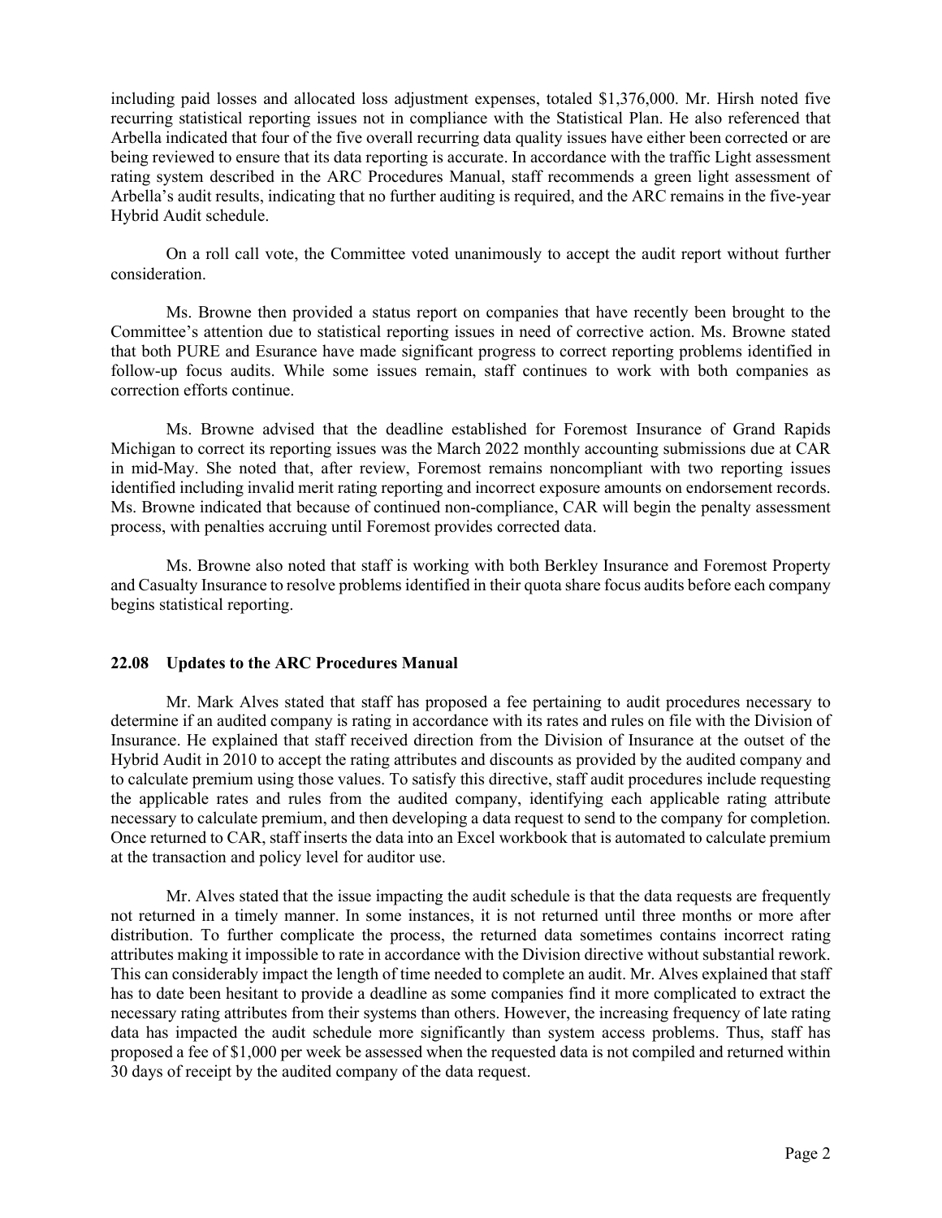including paid losses and allocated loss adjustment expenses, totaled $1,376,000. Mr. Hirsh noted five recurring statistical reporting issues not in compliance with the Statistical Plan. He also referenced that Arbella indicated that four of the five overall recurring data quality issues have either been corrected or are being reviewed to ensure that its data reporting is accurate. In accordance with the traffic Light assessment rating system described in the ARC Procedures Manual, staff recommends a green light assessment of Arbella's audit results, indicating that no further auditing is required, and the ARC remains in the five-year Hybrid Audit schedule.

On a roll call vote, the Committee voted unanimously to accept the audit report without further consideration.

Ms. Browne then provided a status report on companies that have recently been brought to the Committee's attention due to statistical reporting issues in need of corrective action. Ms. Browne stated that both PURE and Esurance have made significant progress to correct reporting problems identified in follow-up focus audits. While some issues remain, staff continues to work with both companies as correction efforts continue.

Ms. Browne advised that the deadline established for Foremost Insurance of Grand Rapids Michigan to correct its reporting issues was the March 2022 monthly accounting submissions due at CAR in mid-May. She noted that, after review, Foremost remains noncompliant with two reporting issues identified including invalid merit rating reporting and incorrect exposure amounts on endorsement records. Ms. Browne indicated that because of continued non-compliance, CAR will begin the penalty assessment process, with penalties accruing until Foremost provides corrected data.

Ms. Browne also noted that staff is working with both Berkley Insurance and Foremost Property and Casualty Insurance to resolve problems identified in their quota share focus audits before each company begins statistical reporting.

**22.08 Updates to the ARC Procedures Manual**

Mr. Mark Alves stated that staff has proposed a fee pertaining to audit procedures necessary to determine if an audited company is rating in accordance with its rates and rules on file with the Division of Insurance. He explained that staff received direction from the Division of Insurance at the outset of the Hybrid Audit in 2010 to accept the rating attributes and discounts as provided by the audited company and to calculate premium using those values. To satisfy this directive, staff audit procedures include requesting the applicable rates and rules from the audited company, identifying each applicable rating attribute necessary to calculate premium, and then developing a data request to send to the company for completion. Once returned to CAR, staff inserts the data into an Excel workbook that is automated to calculate premium at the transaction and policy level for auditor use.

Mr. Alves stated that the issue impacting the audit schedule is that the data requests are frequently not returned in a timely manner. In some instances, it is not returned until three months or more after distribution. To further complicate the process, the returned data sometimes contains incorrect rating attributes making it impossible to rate in accordance with the Division directive without substantial rework. This can considerably impact the length of time needed to complete an audit. Mr. Alves explained that staff has to date been hesitant to provide a deadline as some companies find it more complicated to extract the necessary rating attributes from their systems than others. However, the increasing frequency of late rating data has impacted the audit schedule more significantly than system access problems. Thus, staff has proposed a fee of $1,000 per week be assessed when the requested data is not compiled and returned within 30 days of receipt by the audited company of the data request.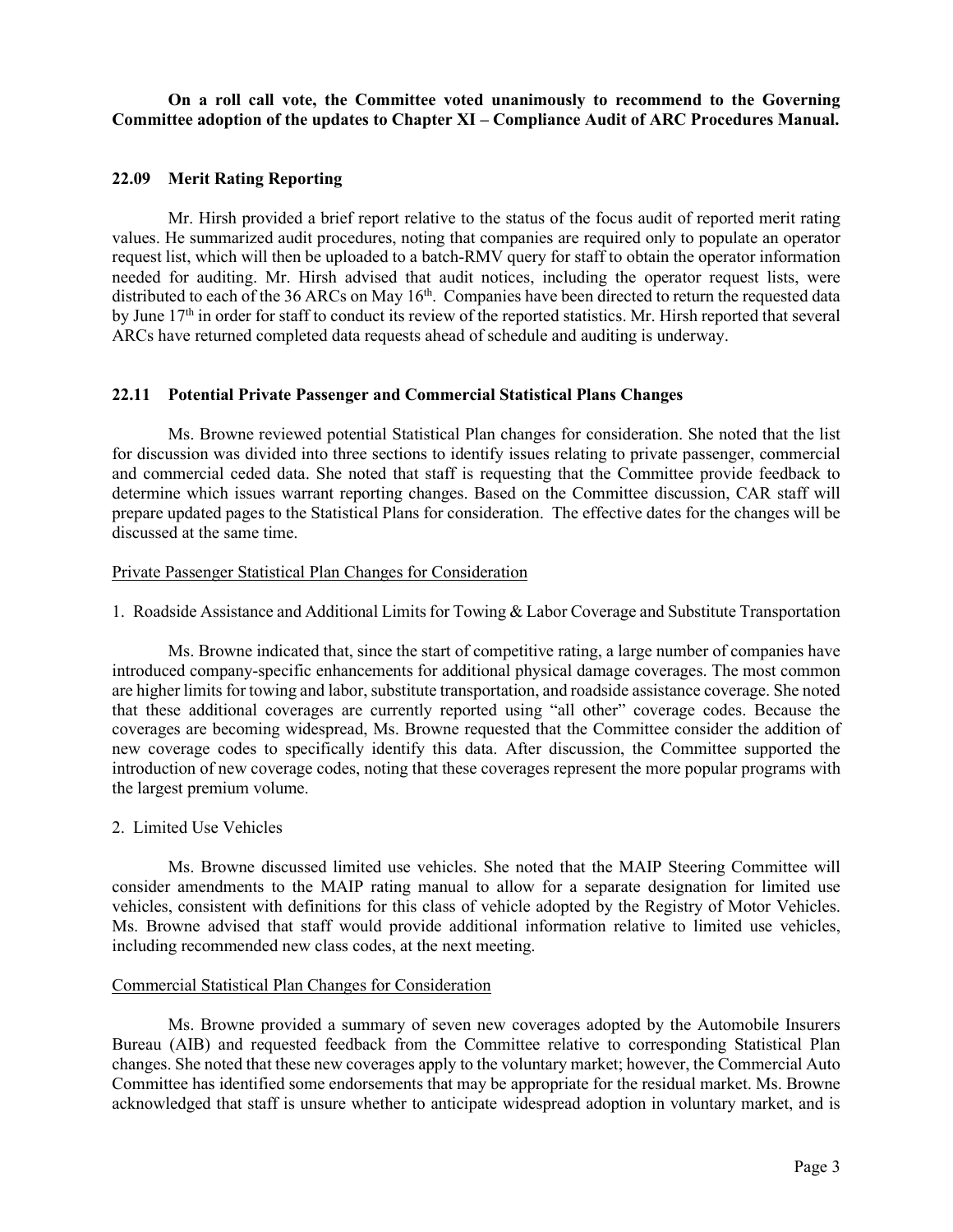**On a roll call vote, the Committee voted unanimously to recommend to the Governing Committee adoption of the updates to Chapter XI – Compliance Audit of ARC Procedures Manual.**

### 22.09 Merit Rating Reporting

Mr. Hirsh provided a brief report relative to the status of the focus audit of reported merit rating values. He summarized audit procedures, noting that companies are required only to populate an operator request list, which will then be uploaded to a batch-RMV query for staff to obtain the operator information needed for auditing. Mr. Hirsh advised that audit notices, including the operator request lists, were distributed to each of the 36 ARCs on May 16th. Companies have been directed to return the requested data by June 17th in order for staff to conduct its review of the reported statistics. Mr. Hirsh reported that several ARCs have returned completed data requests ahead of schedule and auditing is underway.

### 22.11 Potential Private Passenger and Commercial Statistical Plans Changes

Ms. Browne reviewed potential Statistical Plan changes for consideration. She noted that the list for discussion was divided into three sections to identify issues relating to private passenger, commercial and commercial ceded data. She noted that staff is requesting that the Committee provide feedback to determine which issues warrant reporting changes. Based on the Committee discussion, CAR staff will prepare updated pages to the Statistical Plans for consideration. The effective dates for the changes will be discussed at the same time.

Private Passenger Statistical Plan Changes for Consideration

1. Roadside Assistance and Additional Limits for Towing & Labor Coverage and Substitute Transportation

Ms. Browne indicated that, since the start of competitive rating, a large number of companies have introduced company-specific enhancements for additional physical damage coverages. The most common are higher limits for towing and labor, substitute transportation, and roadside assistance coverage. She noted that these additional coverages are currently reported using "all other" coverage codes. Because the coverages are becoming widespread, Ms. Browne requested that the Committee consider the addition of new coverage codes to specifically identify this data. After discussion, the Committee supported the introduction of new coverage codes, noting that these coverages represent the more popular programs with the largest premium volume.

2. Limited Use Vehicles

Ms. Browne discussed limited use vehicles. She noted that the MAIP Steering Committee will consider amendments to the MAIP rating manual to allow for a separate designation for limited use vehicles, consistent with definitions for this class of vehicle adopted by the Registry of Motor Vehicles. Ms. Browne advised that staff would provide additional information relative to limited use vehicles, including recommended new class codes, at the next meeting.

Commercial Statistical Plan Changes for Consideration

Ms. Browne provided a summary of seven new coverages adopted by the Automobile Insurers Bureau (AIB) and requested feedback from the Committee relative to corresponding Statistical Plan changes. She noted that these new coverages apply to the voluntary market; however, the Commercial Auto Committee has identified some endorsements that may be appropriate for the residual market. Ms. Browne acknowledged that staff is unsure whether to anticipate widespread adoption in voluntary market, and is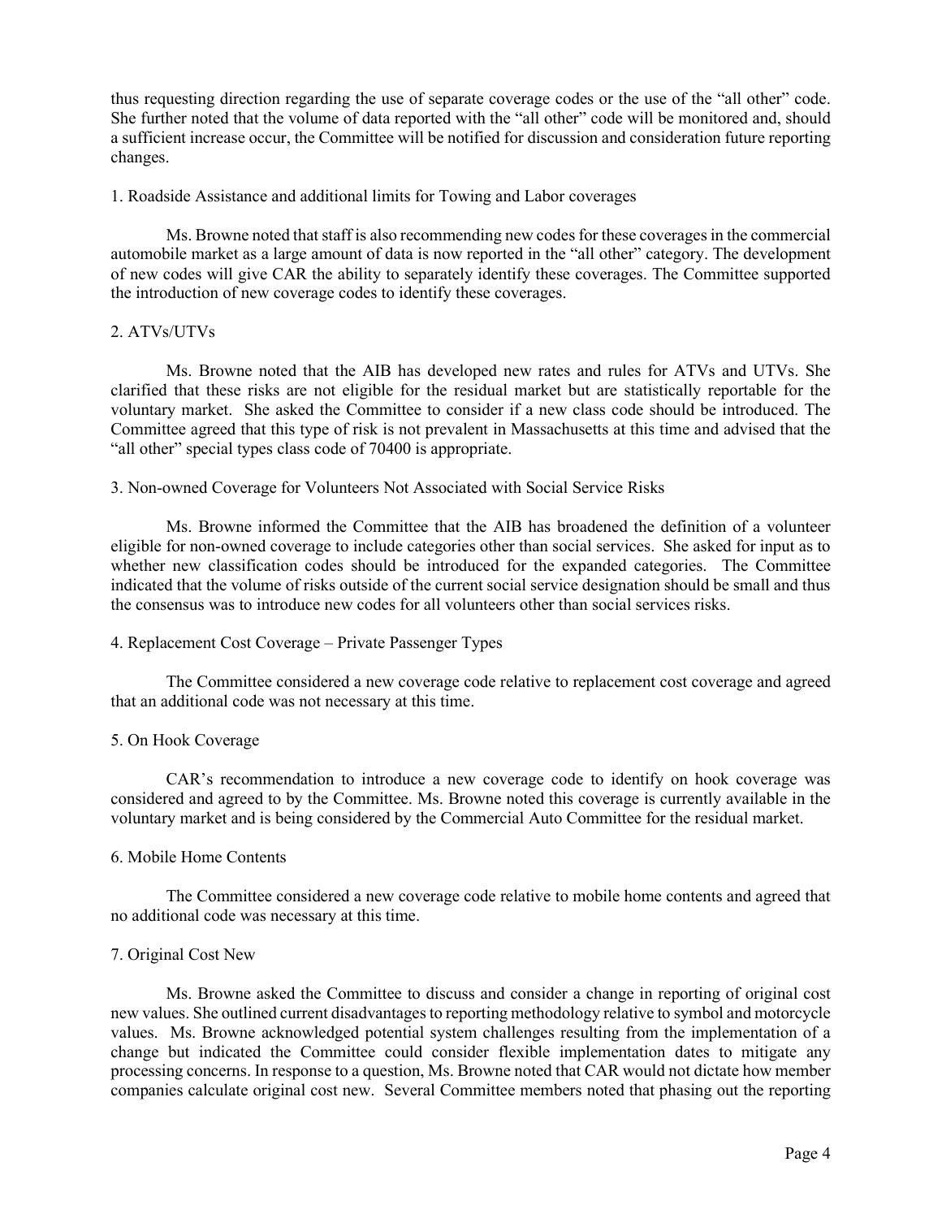thus requesting direction regarding the use of separate coverage codes or the use of the "all other" code. She further noted that the volume of data reported with the "all other" code will be monitored and, should a sufficient increase occur, the Committee will be notified for discussion and consideration future reporting changes.

1. Roadside Assistance and additional limits for Towing and Labor coverages

Ms. Browne noted that staff is also recommending new codes for these coverages in the commercial automobile market as a large amount of data is now reported in the "all other" category. The development of new codes will give CAR the ability to separately identify these coverages. The Committee supported the introduction of new coverage codes to identify these coverages.

2. ATVs/UTVs

Ms. Browne noted that the AIB has developed new rates and rules for ATVs and UTVs. She clarified that these risks are not eligible for the residual market but are statistically reportable for the voluntary market. She asked the Committee to consider if a new class code should be introduced. The Committee agreed that this type of risk is not prevalent in Massachusetts at this time and advised that the "all other" special types class code of 70400 is appropriate.

3. Non-owned Coverage for Volunteers Not Associated with Social Service Risks

Ms. Browne informed the Committee that the AIB has broadened the definition of a volunteer eligible for non-owned coverage to include categories other than social services. She asked for input as to whether new classification codes should be introduced for the expanded categories. The Committee indicated that the volume of risks outside of the current social service designation should be small and thus the consensus was to introduce new codes for all volunteers other than social services risks.

4. Replacement Cost Coverage – Private Passenger Types

The Committee considered a new coverage code relative to replacement cost coverage and agreed that an additional code was not necessary at this time.

5. On Hook Coverage

CAR's recommendation to introduce a new coverage code to identify on hook coverage was considered and agreed to by the Committee. Ms. Browne noted this coverage is currently available in the voluntary market and is being considered by the Commercial Auto Committee for the residual market.

6. Mobile Home Contents

The Committee considered a new coverage code relative to mobile home contents and agreed that no additional code was necessary at this time.

7. Original Cost New

Ms. Browne asked the Committee to discuss and consider a change in reporting of original cost new values. She outlined current disadvantages to reporting methodology relative to symbol and motorcycle values. Ms. Browne acknowledged potential system challenges resulting from the implementation of a change but indicated the Committee could consider flexible implementation dates to mitigate any processing concerns. In response to a question, Ms. Browne noted that CAR would not dictate how member companies calculate original cost new. Several Committee members noted that phasing out the reporting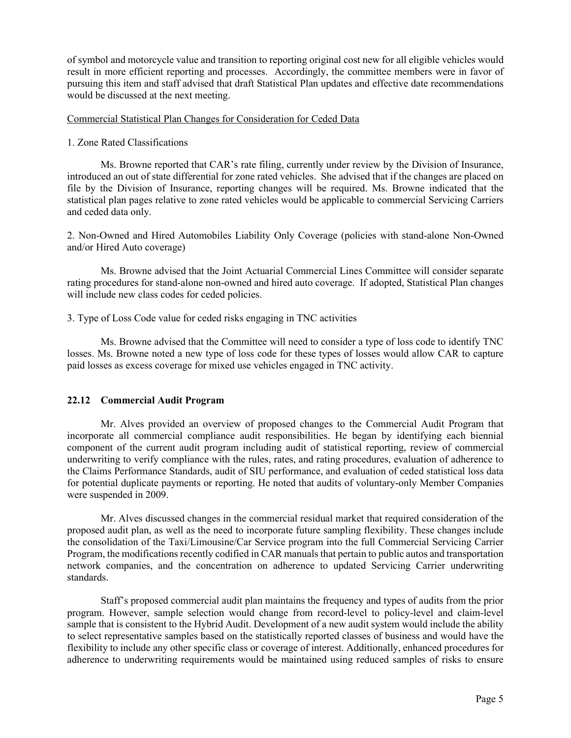of symbol and motorcycle value and transition to reporting original cost new for all eligible vehicles would result in more efficient reporting and processes. Accordingly, the committee members were in favor of pursuing this item and staff advised that draft Statistical Plan updates and effective date recommendations would be discussed at the next meeting.

Commercial Statistical Plan Changes for Consideration for Ceded Data

1. Zone Rated Classifications

Ms. Browne reported that CAR's rate filing, currently under review by the Division of Insurance, introduced an out of state differential for zone rated vehicles. She advised that if the changes are placed on file by the Division of Insurance, reporting changes will be required. Ms. Browne indicated that the statistical plan pages relative to zone rated vehicles would be applicable to commercial Servicing Carriers and ceded data only.

2. Non-Owned and Hired Automobiles Liability Only Coverage (policies with stand-alone Non-Owned and/or Hired Auto coverage)

Ms. Browne advised that the Joint Actuarial Commercial Lines Committee will consider separate rating procedures for stand-alone non-owned and hired auto coverage. If adopted, Statistical Plan changes will include new class codes for ceded policies.

3. Type of Loss Code value for ceded risks engaging in TNC activities

Ms. Browne advised that the Committee will need to consider a type of loss code to identify TNC losses. Ms. Browne noted a new type of loss code for these types of losses would allow CAR to capture paid losses as excess coverage for mixed use vehicles engaged in TNC activity.

**22.12 Commercial Audit Program**

Mr. Alves provided an overview of proposed changes to the Commercial Audit Program that incorporate all commercial compliance audit responsibilities. He began by identifying each biennial component of the current audit program including audit of statistical reporting, review of commercial underwriting to verify compliance with the rules, rates, and rating procedures, evaluation of adherence to the Claims Performance Standards, audit of SIU performance, and evaluation of ceded statistical loss data for potential duplicate payments or reporting. He noted that audits of voluntary-only Member Companies were suspended in 2009.

Mr. Alves discussed changes in the commercial residual market that required consideration of the proposed audit plan, as well as the need to incorporate future sampling flexibility. These changes include the consolidation of the Taxi/Limousine/Car Service program into the full Commercial Servicing Carrier Program, the modifications recently codified in CAR manuals that pertain to public autos and transportation network companies, and the concentration on adherence to updated Servicing Carrier underwriting standards.

Staff's proposed commercial audit plan maintains the frequency and types of audits from the prior program. However, sample selection would change from record-level to policy-level and claim-level sample that is consistent to the Hybrid Audit. Development of a new audit system would include the ability to select representative samples based on the statistically reported classes of business and would have the flexibility to include any other specific class or coverage of interest. Additionally, enhanced procedures for adherence to underwriting requirements would be maintained using reduced samples of risks to ensure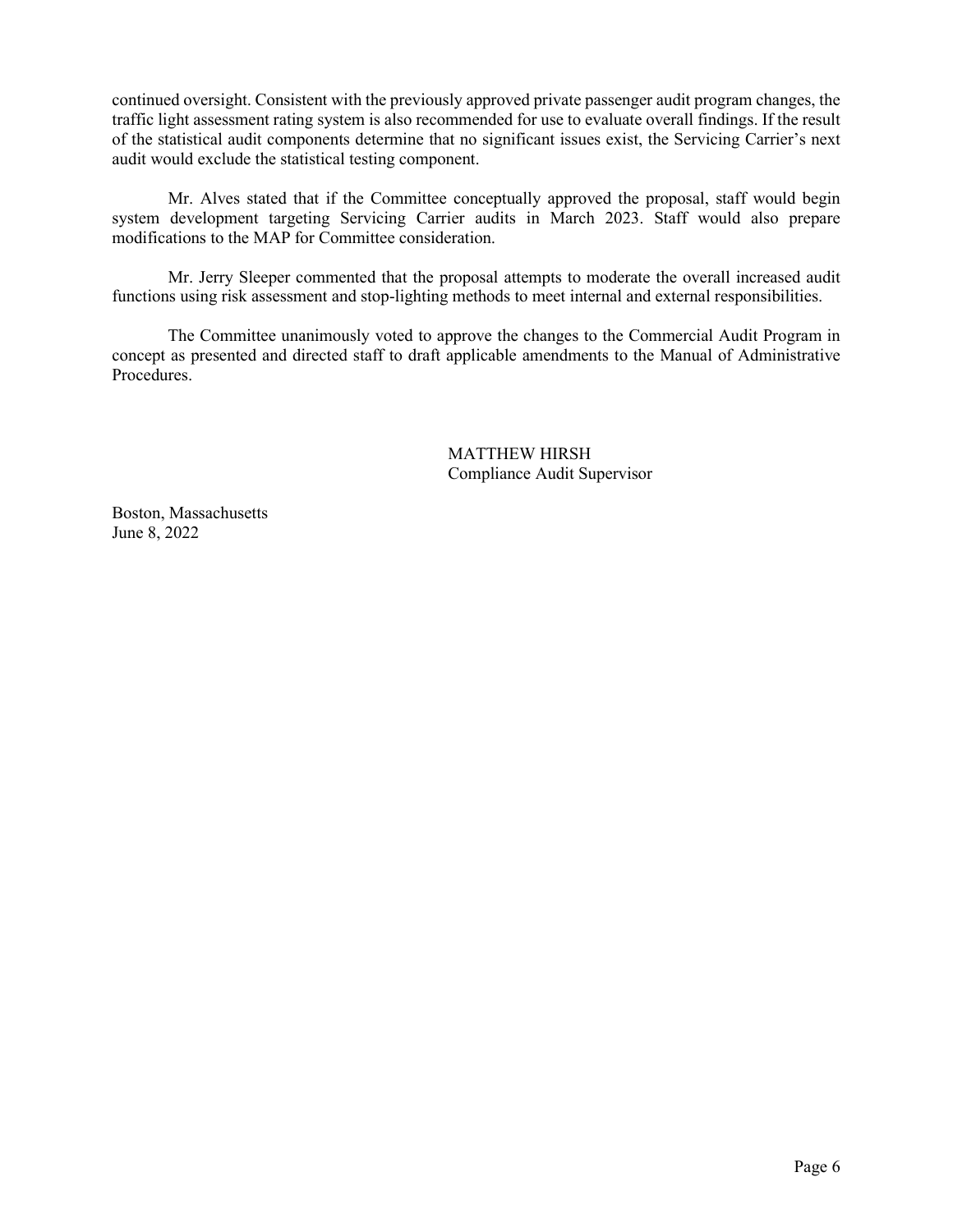continued oversight. Consistent with the previously approved private passenger audit program changes, the traffic light assessment rating system is also recommended for use to evaluate overall findings. If the result of the statistical audit components determine that no significant issues exist, the Servicing Carrier's next audit would exclude the statistical testing component.

Mr. Alves stated that if the Committee conceptually approved the proposal, staff would begin system development targeting Servicing Carrier audits in March 2023. Staff would also prepare modifications to the MAP for Committee consideration.

Mr. Jerry Sleeper commented that the proposal attempts to moderate the overall increased audit functions using risk assessment and stop-lighting methods to meet internal and external responsibilities.

The Committee unanimously voted to approve the changes to the Commercial Audit Program in concept as presented and directed staff to draft applicable amendments to the Manual of Administrative Procedures.

MATTHEW HIRSH
Compliance Audit Supervisor

Boston, Massachusetts
June 8, 2022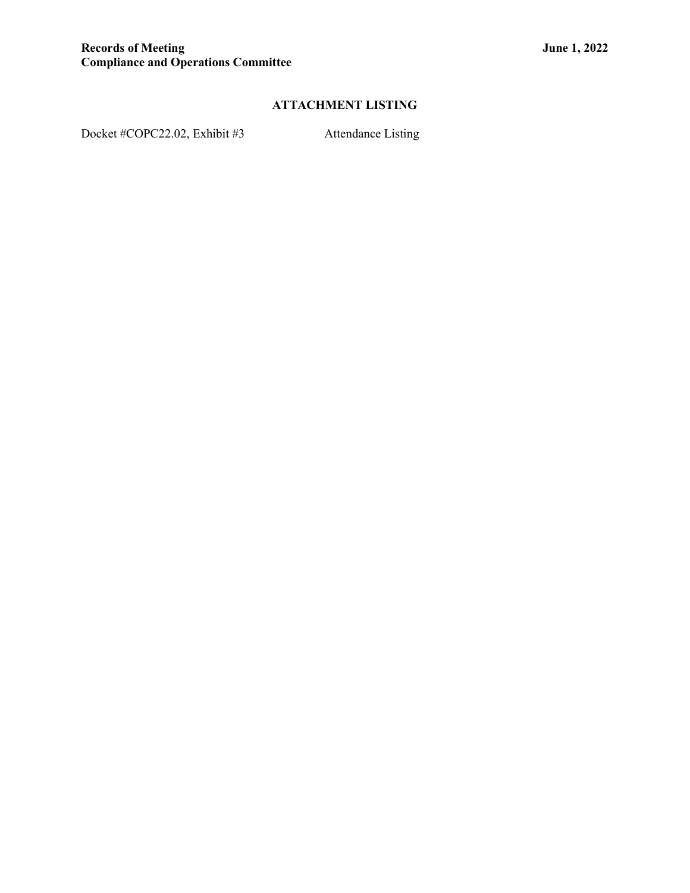**Records of Meeting** **June 1, 2022**
**Compliance and Operations Committee**

## ATTACHMENT LISTING

| | |
|---|---|
| Docket #COPC22.02, Exhibit #3 | Attendance Listing |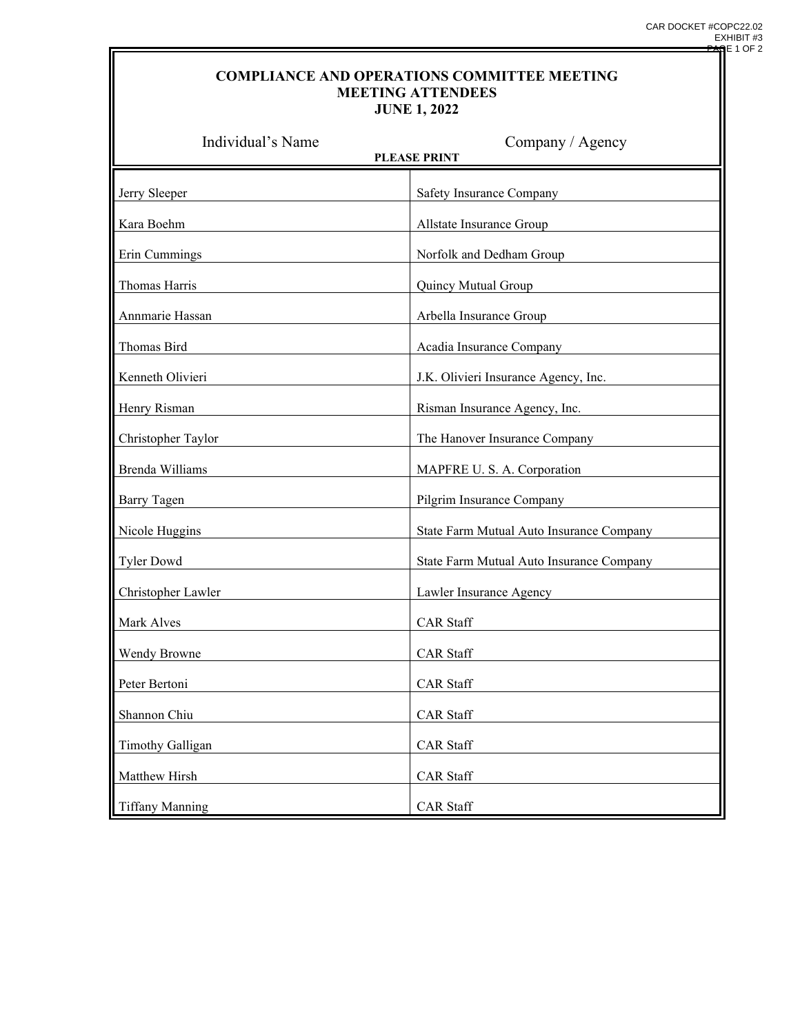CAR DOCKET #COPC22.02
EXHIBIT #3

# COMPLIANCE AND OPERATIONS COMMITTEE MEETING
## MEETING ATTENDEES
## JUNE 1, 2022

| Individual's Name | Company / Agency |
|---|---|
| | **PLEASE PRINT** |
| Jerry Sleeper | Safety Insurance Company |
| Kara Boehm | Allstate Insurance Group |
| Erin Cummings | Norfolk and Dedham Group |
| Thomas Harris | Quincy Mutual Group |
| Annmarie Hassan | Arbella Insurance Group |
| Thomas Bird | Acadia Insurance Company |
| Kenneth Olivieri | J.K. Olivieri Insurance Agency, Inc. |
| Henry Risman | Risman Insurance Agency, Inc. |
| Christopher Taylor | The Hanover Insurance Company |
| Brenda Williams | MAPFRE U. S. A. Corporation |
| Barry Tagen | Pilgrim Insurance Company |
| Nicole Huggins | State Farm Mutual Auto Insurance Company |
| Tyler Dowd | State Farm Mutual Auto Insurance Company |
| Christopher Lawler | Lawler Insurance Agency |
| Mark Alves | CAR Staff |
| Wendy Browne | CAR Staff |
| Peter Bertoni | CAR Staff |
| Shannon Chiu | CAR Staff |
| Timothy Galligan | CAR Staff |
| Matthew Hirsh | CAR Staff |
| Tiffany Manning | CAR Staff |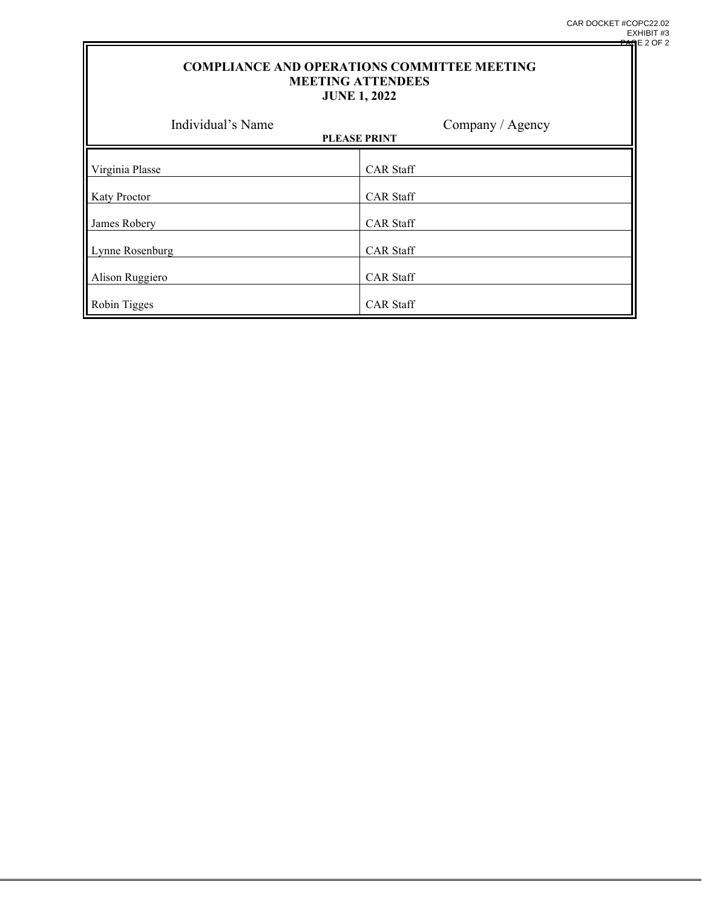CAR DOCKET #COPC22.02
EXHIBIT #3

**COMPLIANCE AND OPERATIONS COMMITTEE MEETING**
**MEETING ATTENDEES**
**JUNE 1, 2022**

| Individual's Name | Company / Agency |
| --- | --- |
| **PLEASE PRINT** | |
| Virginia Plasse | CAR Staff |
| Katy Proctor | CAR Staff |
| James Robery | CAR Staff |
| Lynne Rosenburg | CAR Staff |
| Alison Ruggiero | CAR Staff |
| Robin Tigges | CAR Staff |